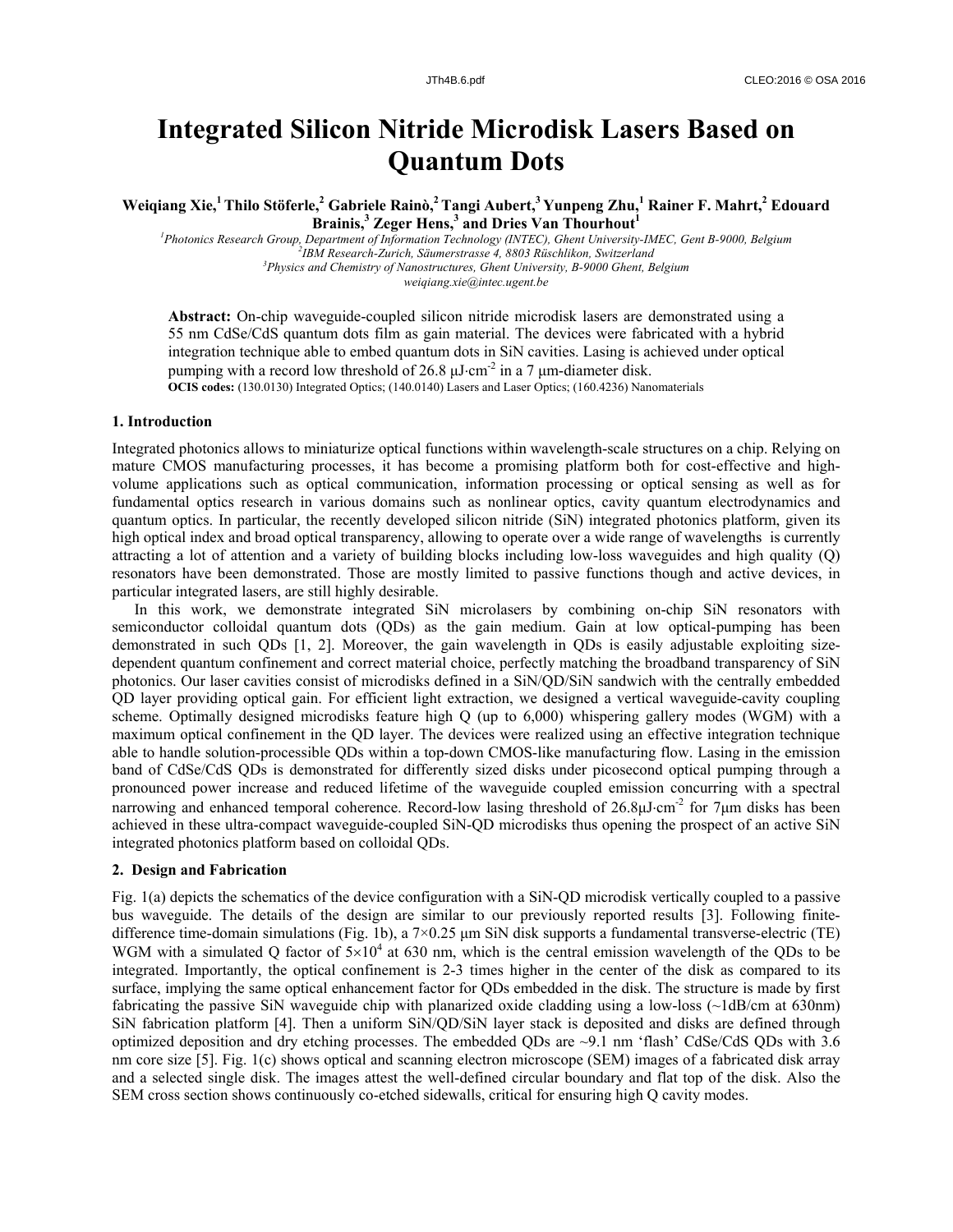# Integrated Silicon Nitride Microdisk Lasers Based on Quantum Dots

**Weiqiang Xie,[1] Thilo Stöferle,[2] Gabriele Rainò,[2] Tangi Aubert,[3] Yunpeng Zhu,[1] Rainer F. Mahrt,[2] Edouard Brainis,[3] Zeger Hens,[3] and Dries Van Thourhout[1]**

*[1]Photonics Research Group, Department of Information Technology (INTEC), Ghent University-IMEC, Gent B-9000, Belgium*
*[2]IBM Research-Zurich, Säumerstrasse 4, 8803 Rüschlikon, Switzerland*
*[3]Physics and Chemistry of Nanostructures, Ghent University, B-9000 Ghent, Belgium*
*weiqiang.xie@intec.ugent.be*

**Abstract:** On-chip waveguide-coupled silicon nitride microdisk lasers are demonstrated using a 55 nm CdSe/CdS quantum dots film as gain material. The devices were fabricated with a hybrid integration technique able to embed quantum dots in SiN cavities. Lasing is achieved under optical pumping with a record low threshold of 26.8 $\mu J{\cdot}cm^{-2}$ in a 7 μm-diameter disk.

**OCIS codes:** (130.0130) Integrated Optics; (140.0140) Lasers and Laser Optics; (160.4236) Nanomaterials

## 1. Introduction

Integrated photonics allows to miniaturize optical functions within wavelength-scale structures on a chip. Relying on mature CMOS manufacturing processes, it has become a promising platform both for cost-effective and high-volume applications such as optical communication, information processing or optical sensing as well as for fundamental optics research in various domains such as nonlinear optics, cavity quantum electrodynamics and quantum optics. In particular, the recently developed silicon nitride (SiN) integrated photonics platform, given its high optical index and broad optical transparency, allowing to operate over a wide range of wavelengths is currently attracting a lot of attention and a variety of building blocks including low-loss waveguides and high quality (Q) resonators have been demonstrated. Those are mostly limited to passive functions though and active devices, in particular integrated lasers, are still highly desirable.

In this work, we demonstrate integrated SiN microlasers by combining on-chip SiN resonators with semiconductor colloidal quantum dots (QDs) as the gain medium. Gain at low optical-pumping has been demonstrated in such QDs [1, 2]. Moreover, the gain wavelength in QDs is easily adjustable exploiting size-dependent quantum confinement and correct material choice, perfectly matching the broadband transparency of SiN photonics. Our laser cavities consist of microdisks defined in a SiN/QD/SiN sandwich with the centrally embedded QD layer providing optical gain. For efficient light extraction, we designed a vertical waveguide-cavity coupling scheme. Optimally designed microdisks feature high Q (up to 6,000) whispering gallery modes (WGM) with a maximum optical confinement in the QD layer. The devices were realized using an effective integration technique able to handle solution-processible QDs within a top-down CMOS-like manufacturing flow. Lasing in the emission band of CdSe/CdS QDs is demonstrated for differently sized disks under picosecond optical pumping through a pronounced power increase and reduced lifetime of the waveguide coupled emission concurring with a spectral narrowing and enhanced temporal coherence. Record-low lasing threshold of 26.8$\mu J{\cdot}cm^{-2}$ for 7μm disks has been achieved in these ultra-compact waveguide-coupled SiN-QD microdisks thus opening the prospect of an active SiN integrated photonics platform based on colloidal QDs.

## 2. Design and Fabrication

Fig. 1(a) depicts the schematics of the device configuration with a SiN-QD microdisk vertically coupled to a passive bus waveguide. The details of the design are similar to our previously reported results [3]. Following finite-difference time-domain simulations (Fig. 1b), a 7×0.25 μm SiN disk supports a fundamental transverse-electric (TE) WGM with a simulated Q factor of $5{\times}10^4$ at 630 nm, which is the central emission wavelength of the QDs to be integrated. Importantly, the optical confinement is 2-3 times higher in the center of the disk as compared to its surface, implying the same optical enhancement factor for QDs embedded in the disk. The structure is made by first fabricating the passive SiN waveguide chip with planarized oxide cladding using a low-loss (~1dB/cm at 630nm) SiN fabrication platform [4]. Then a uniform SiN/QD/SiN layer stack is deposited and disks are defined through optimized deposition and dry etching processes. The embedded QDs are ~9.1 nm 'flash' CdSe/CdS QDs with 3.6 nm core size [5]. Fig. 1(c) shows optical and scanning electron microscope (SEM) images of a fabricated disk array and a selected single disk. The images attest the well-defined circular boundary and flat top of the disk. Also the SEM cross section shows continuously co-etched sidewalls, critical for ensuring high Q cavity modes.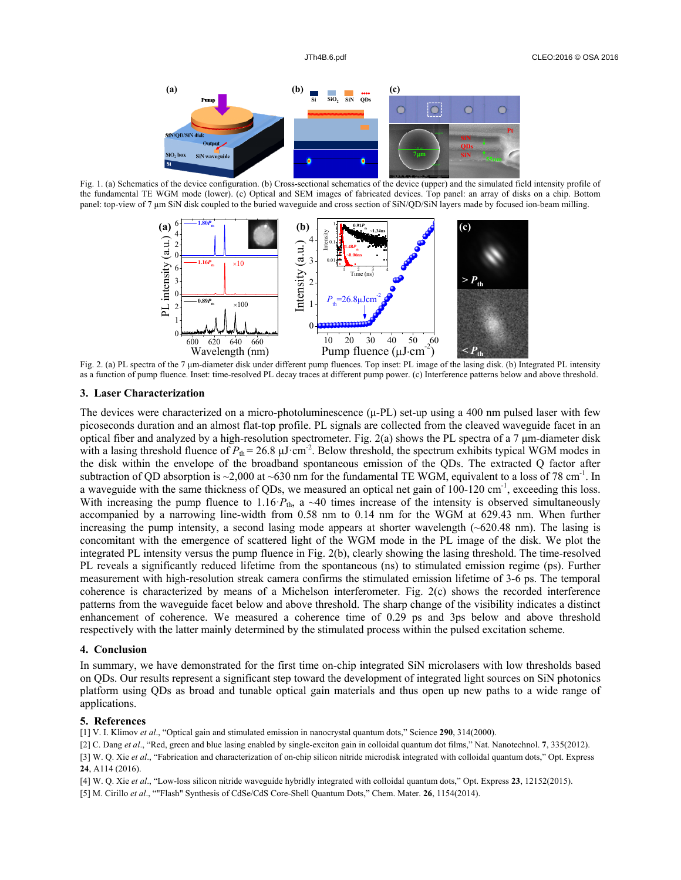(a)

Pump

SiN/QD/SiN disk

Output

$SiO_2$ box

SiN waveguide

Si

(b)

Si $SiO_2$ SiN QDs

(c)

7μm

Pt

SiN

QDs

SiN

Fig. 1. (a) Schematics of the device configuration. (b) Cross-sectional schematics of the device (upper) and the simulated field intensity profile of the fundamental TE WGM mode (lower). (c) Optical and SEM images of fabricated devices. Top panel: an array of disks on a chip. Bottom panel: top-view of 7 μm SiN disk coupled to the buried waveguide and cross section of SiN/QD/SiN layers made by focused ion-beam milling.

(a)

PL intensity (a.u.)

$1.80P_{th}$

$1.16P_{th}$ ×10

$0.89P_{th}$ ×100

600 620 640 660

Wavelength (nm)

(b)

Intensity (a.u.)

$0.91P_{th}$ ~1.34ns

$1.48P_{th}$ ~0.06ns

Time (ns)

$P_{th}$=26.8μJcm$^{-2}$

10 20 30 40 50 60

Pump fluence (μJ·cm$^{-2}$)

(c)

$> P_{th}$

$< P_{th}$

Fig. 2. (a) PL spectra of the 7 μm-diameter disk under different pump fluences. Top inset: PL image of the lasing disk. (b) Integrated PL intensity as a function of pump fluence. Inset: time-resolved PL decay traces at different pump power. (c) Interference patterns below and above threshold.

## 3. Laser Characterization

The devices were characterized on a micro-photoluminescence (μ-PL) set-up using a 400 nm pulsed laser with few picoseconds duration and an almost flat-top profile. PL signals are collected from the cleaved waveguide facet in an optical fiber and analyzed by a high-resolution spectrometer. Fig. 2(a) shows the PL spectra of a 7 μm-diameter disk with a lasing threshold fluence of $P_{th}$ = 26.8 μJ·cm$^{-2}$. Below threshold, the spectrum exhibits typical WGM modes in the disk within the envelope of the broadband spontaneous emission of the QDs. The extracted Q factor after subtraction of QD absorption is ~2,000 at ~630 nm for the fundamental TE WGM, equivalent to a loss of 78 cm$^{-1}$. In a waveguide with the same thickness of QDs, we measured an optical net gain of 100-120 cm$^{-1}$, exceeding this loss. With increasing the pump fluence to 1.16·$P_{th}$, a ~40 times increase of the intensity is observed simultaneously accompanied by a narrowing line-width from 0.58 nm to 0.14 nm for the WGM at 629.43 nm. When further increasing the pump intensity, a second lasing mode appears at shorter wavelength (~620.48 nm). The lasing is concomitant with the emergence of scattered light of the WGM mode in the PL image of the disk. We plot the integrated PL intensity versus the pump fluence in Fig. 2(b), clearly showing the lasing threshold. The time-resolved PL reveals a significantly reduced lifetime from the spontaneous (ns) to stimulated emission regime (ps). Further measurement with high-resolution streak camera confirms the stimulated emission lifetime of 3-6 ps. The temporal coherence is characterized by means of a Michelson interferometer. Fig. 2(c) shows the recorded interference patterns from the waveguide facet below and above threshold. The sharp change of the visibility indicates a distinct enhancement of coherence. We measured a coherence time of 0.29 ps and 3ps below and above threshold respectively with the latter mainly determined by the stimulated process within the pulsed excitation scheme.

## 4. Conclusion

In summary, we have demonstrated for the first time on-chip integrated SiN microlasers with low thresholds based on QDs. Our results represent a significant step toward the development of integrated light sources on SiN photonics platform using QDs as broad and tunable optical gain materials and thus open up new paths to a wide range of applications.

## 5. References

[1] V. I. Klimov *et al.*, "Optical gain and stimulated emission in nanocrystal quantum dots," Science **290**, 314(2000).

[2] C. Dang *et al.*, "Red, green and blue lasing enabled by single-exciton gain in colloidal quantum dot films," Nat. Nanotechnol. **7**, 335(2012).

[3] W. Q. Xie *et al.*, "Fabrication and characterization of on-chip silicon nitride microdisk integrated with colloidal quantum dots," Opt. Express **24**, A114 (2016).

[4] W. Q. Xie *et al.*, "Low-loss silicon nitride waveguide hybridly integrated with colloidal quantum dots," Opt. Express **23**, 12152(2015).

[5] M. Cirillo *et al.*, ""Flash" Synthesis of CdSe/CdS Core-Shell Quantum Dots," Chem. Mater. **26**, 1154(2014).